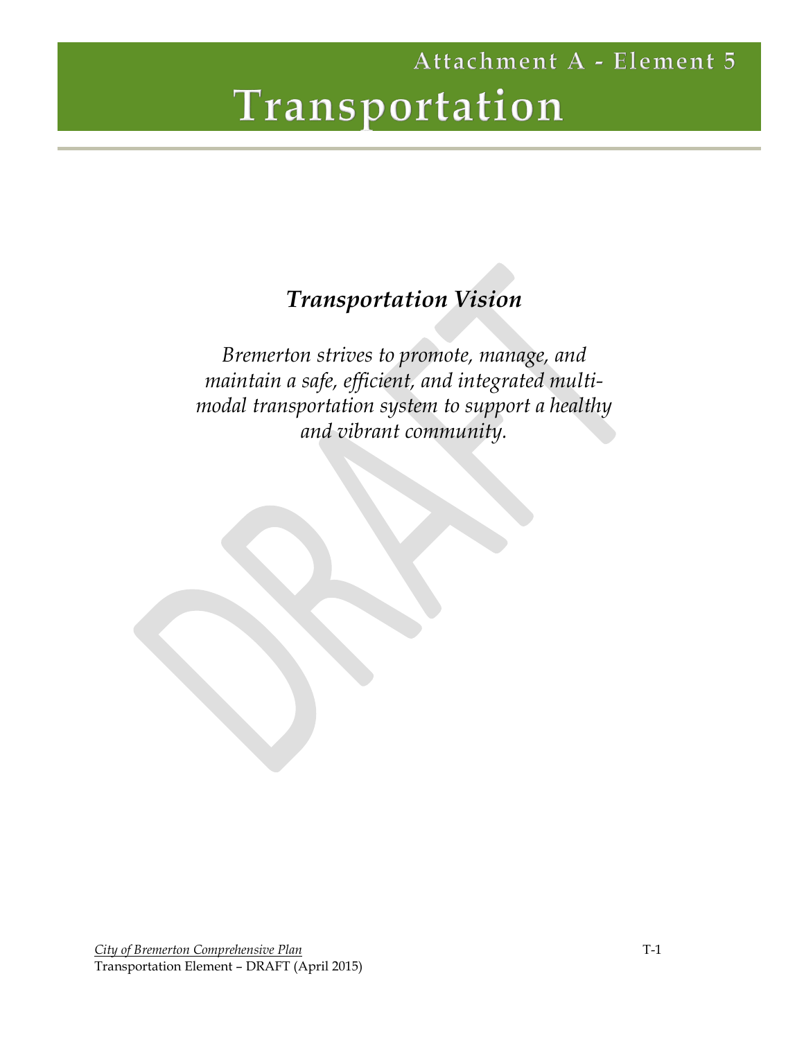# Attachment A - Element 5

# Transportation

## *Transportation Vision*

*Bremerton strives to promote, manage, and maintain a safe, efficient, and integrated multi-modal transportation system to support a healthy and vibrant community.*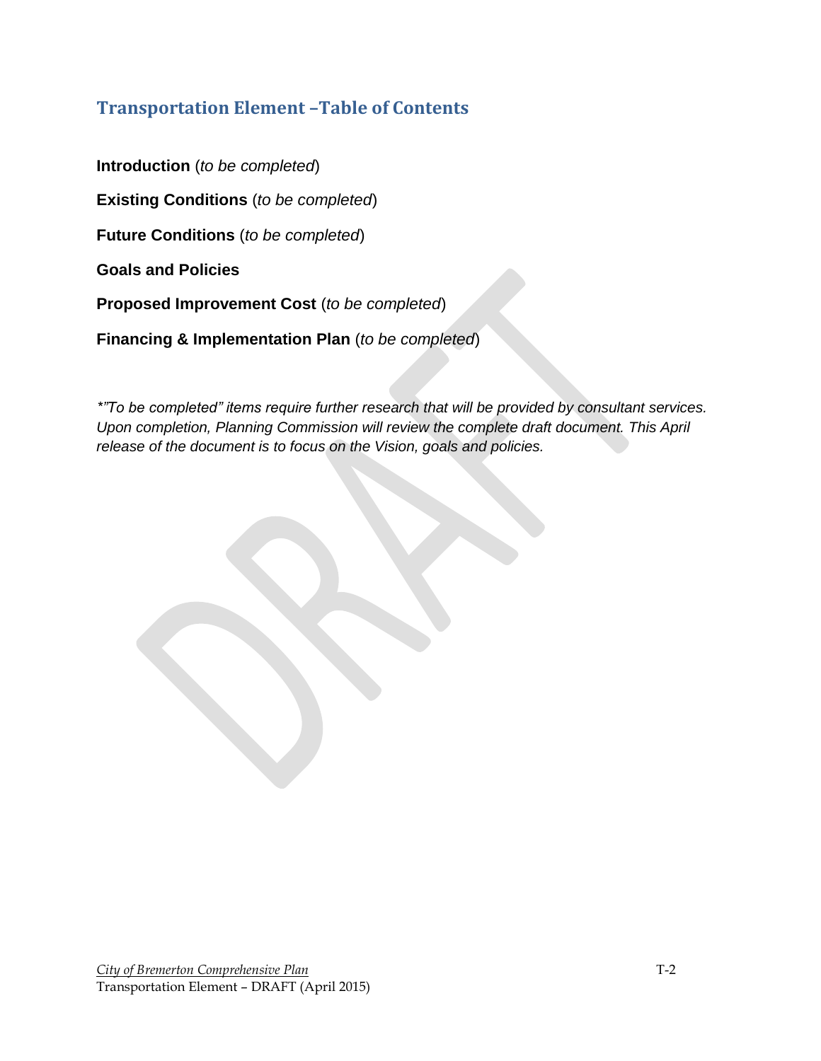## Transportation Element –Table of Contents

**Introduction** (*to be completed*)

**Existing Conditions** (*to be completed*)

**Future Conditions** (*to be completed*)

**Goals and Policies**

**Proposed Improvement Cost** (*to be completed*)

**Financing & Implementation Plan** (*to be completed*)

*\*"To be completed" items require further research that will be provided by consultant services. Upon completion, Planning Commission will review the complete draft document. This April release of the document is to focus on the Vision, goals and policies.*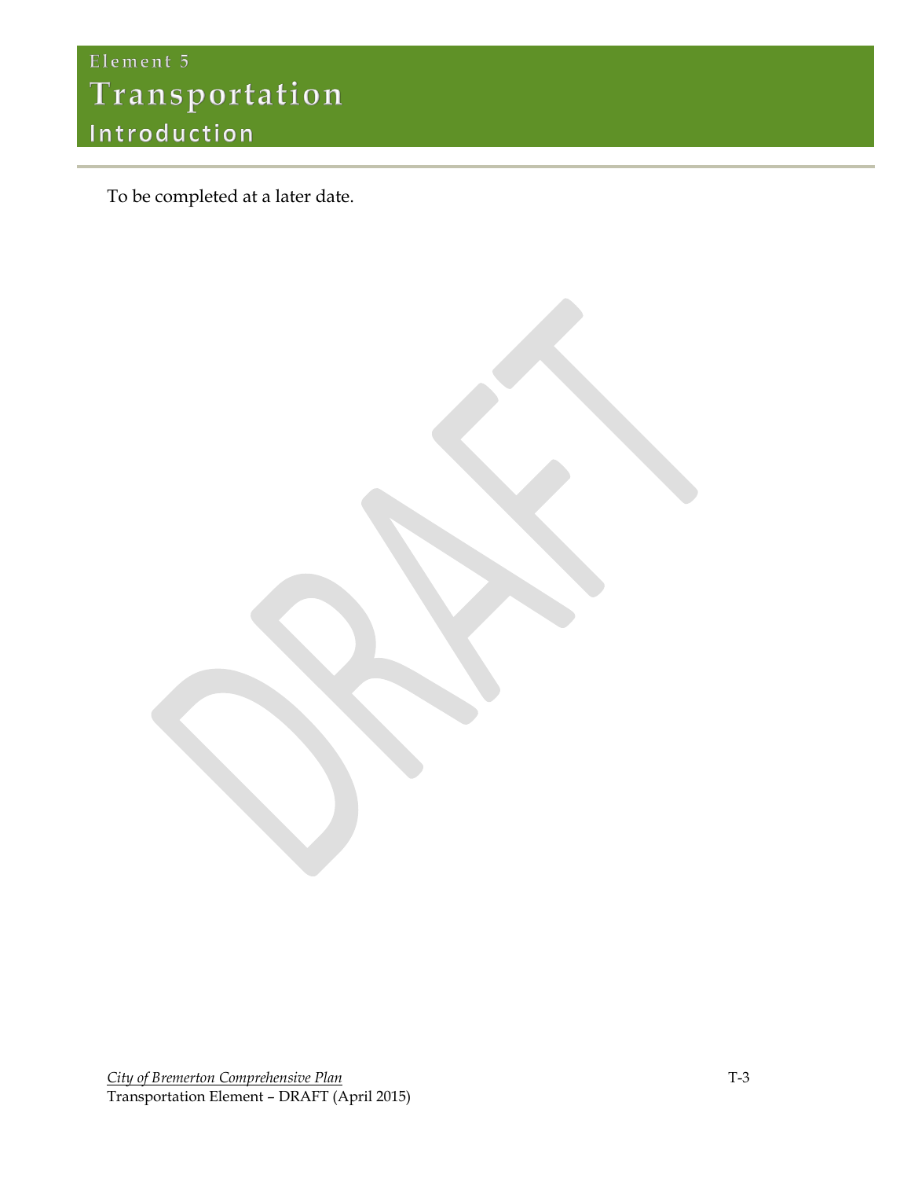Element 5

# Transportation

## Introduction

To be completed at a later date.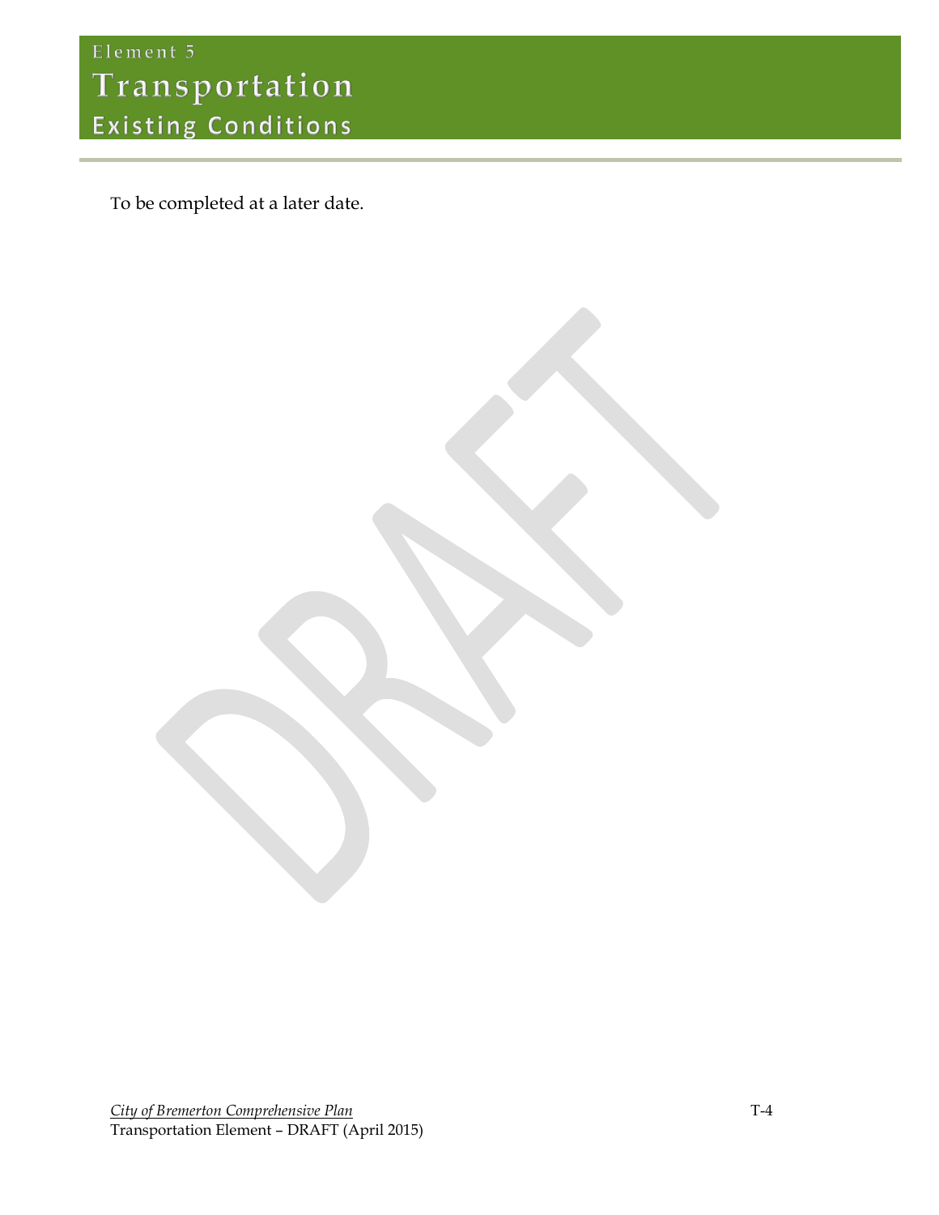Element 5

# Transportation

## Existing Conditions

To be completed at a later date.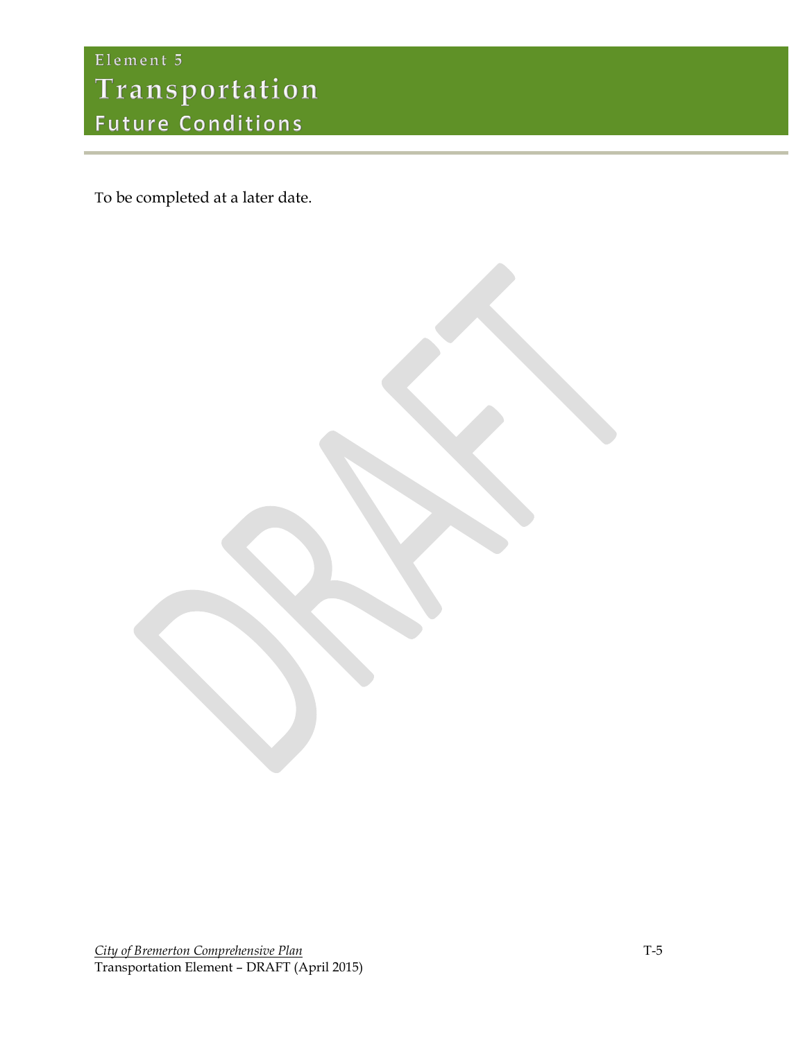Element 5

# Transportation

## Future Conditions

To be completed at a later date.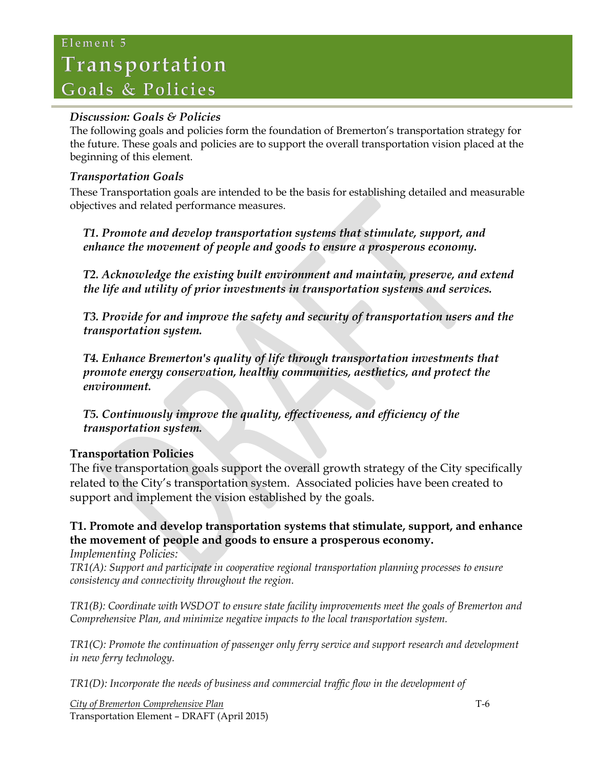# Element 5
# Transportation
## Goals & Policies

### *Discussion: Goals & Policies*

The following goals and policies form the foundation of Bremerton's transportation strategy for the future. These goals and policies are to support the overall transportation vision placed at the beginning of this element.

### *Transportation Goals*

These Transportation goals are intended to be the basis for establishing detailed and measurable objectives and related performance measures.

***T1. Promote and develop transportation systems that stimulate, support, and enhance the movement of people and goods to ensure a prosperous economy.***

***T2. Acknowledge the existing built environment and maintain, preserve, and extend the life and utility of prior investments in transportation systems and services.***

***T3. Provide for and improve the safety and security of transportation users and the transportation system.***

***T4. Enhance Bremerton's quality of life through transportation investments that promote energy conservation, healthy communities, aesthetics, and protect the environment.***

***T5. Continuously improve the quality, effectiveness, and efficiency of the transportation system.***

### Transportation Policies

The five transportation goals support the overall growth strategy of the City specifically related to the City's transportation system. Associated policies have been created to support and implement the vision established by the goals.

**T1. Promote and develop transportation systems that stimulate, support, and enhance the movement of people and goods to ensure a prosperous economy.**

*Implementing Policies:*

*TR1(A): Support and participate in cooperative regional transportation planning processes to ensure consistency and connectivity throughout the region.*

*TR1(B): Coordinate with WSDOT to ensure state facility improvements meet the goals of Bremerton and Comprehensive Plan, and minimize negative impacts to the local transportation system.*

*TR1(C): Promote the continuation of passenger only ferry service and support research and development in new ferry technology.*

*TR1(D): Incorporate the needs of business and commercial traffic flow in the development of*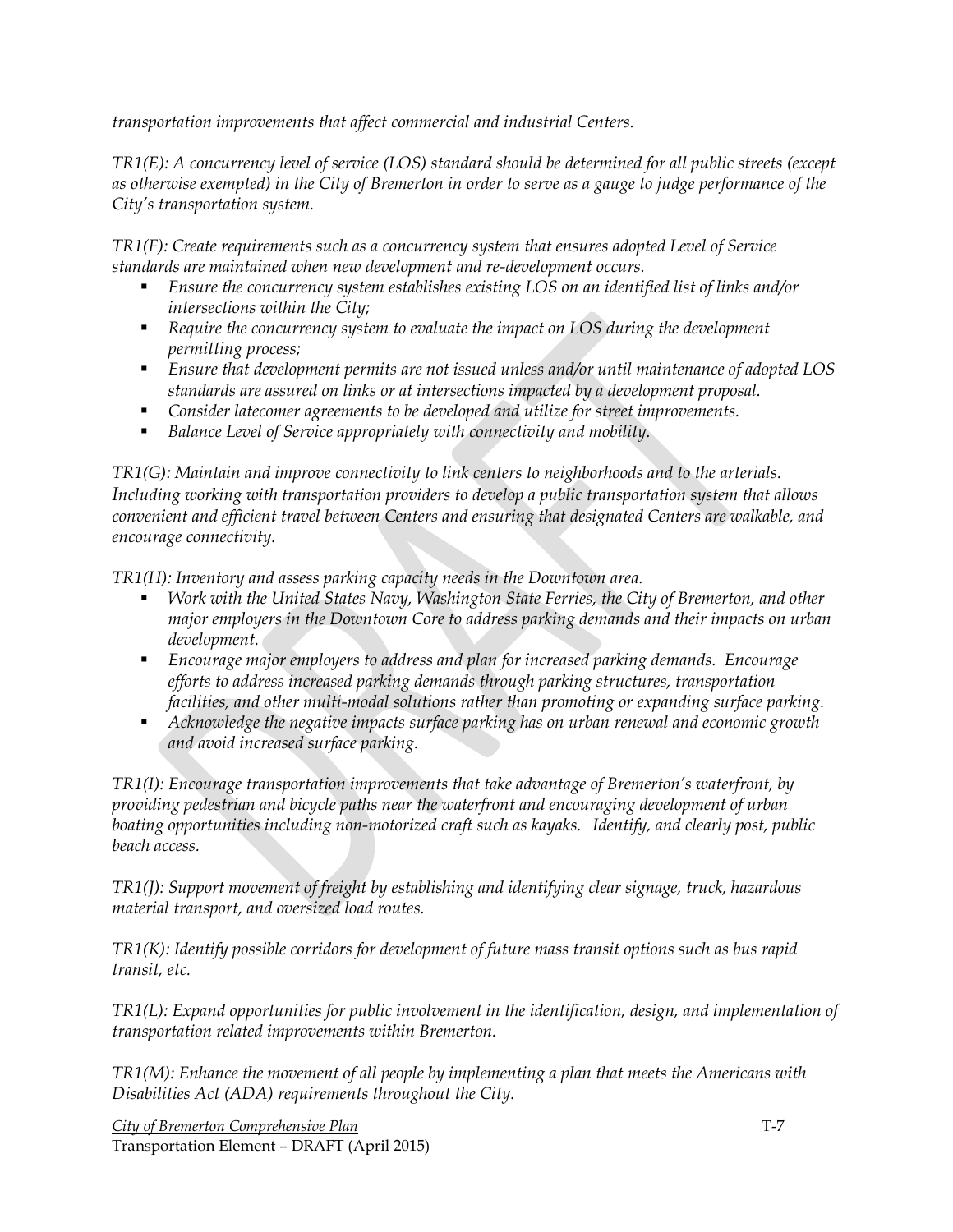*transportation improvements that affect commercial and industrial Centers.*

*TR1(E): A concurrency level of service (LOS) standard should be determined for all public streets (except as otherwise exempted) in the City of Bremerton in order to serve as a gauge to judge performance of the City's transportation system.*

*TR1(F): Create requirements such as a concurrency system that ensures adopted Level of Service standards are maintained when new development and re-development occurs.*

- *Ensure the concurrency system establishes existing LOS on an identified list of links and/or intersections within the City;*
- *Require the concurrency system to evaluate the impact on LOS during the development permitting process;*
- *Ensure that development permits are not issued unless and/or until maintenance of adopted LOS standards are assured on links or at intersections impacted by a development proposal.*
- *Consider latecomer agreements to be developed and utilize for street improvements.*
- *Balance Level of Service appropriately with connectivity and mobility.*

*TR1(G): Maintain and improve connectivity to link centers to neighborhoods and to the arterials. Including working with transportation providers to develop a public transportation system that allows convenient and efficient travel between Centers and ensuring that designated Centers are walkable, and encourage connectivity.*

*TR1(H): Inventory and assess parking capacity needs in the Downtown area.*

- *Work with the United States Navy, Washington State Ferries, the City of Bremerton, and other major employers in the Downtown Core to address parking demands and their impacts on urban development.*
- *Encourage major employers to address and plan for increased parking demands. Encourage efforts to address increased parking demands through parking structures, transportation facilities, and other multi-modal solutions rather than promoting or expanding surface parking.*
- *Acknowledge the negative impacts surface parking has on urban renewal and economic growth and avoid increased surface parking.*

*TR1(I): Encourage transportation improvements that take advantage of Bremerton's waterfront, by providing pedestrian and bicycle paths near the waterfront and encouraging development of urban boating opportunities including non-motorized craft such as kayaks. Identify, and clearly post, public beach access.*

*TR1(J): Support movement of freight by establishing and identifying clear signage, truck, hazardous material transport, and oversized load routes.*

*TR1(K): Identify possible corridors for development of future mass transit options such as bus rapid transit, etc.*

*TR1(L): Expand opportunities for public involvement in the identification, design, and implementation of transportation related improvements within Bremerton.*

*TR1(M): Enhance the movement of all people by implementing a plan that meets the Americans with Disabilities Act (ADA) requirements throughout the City.*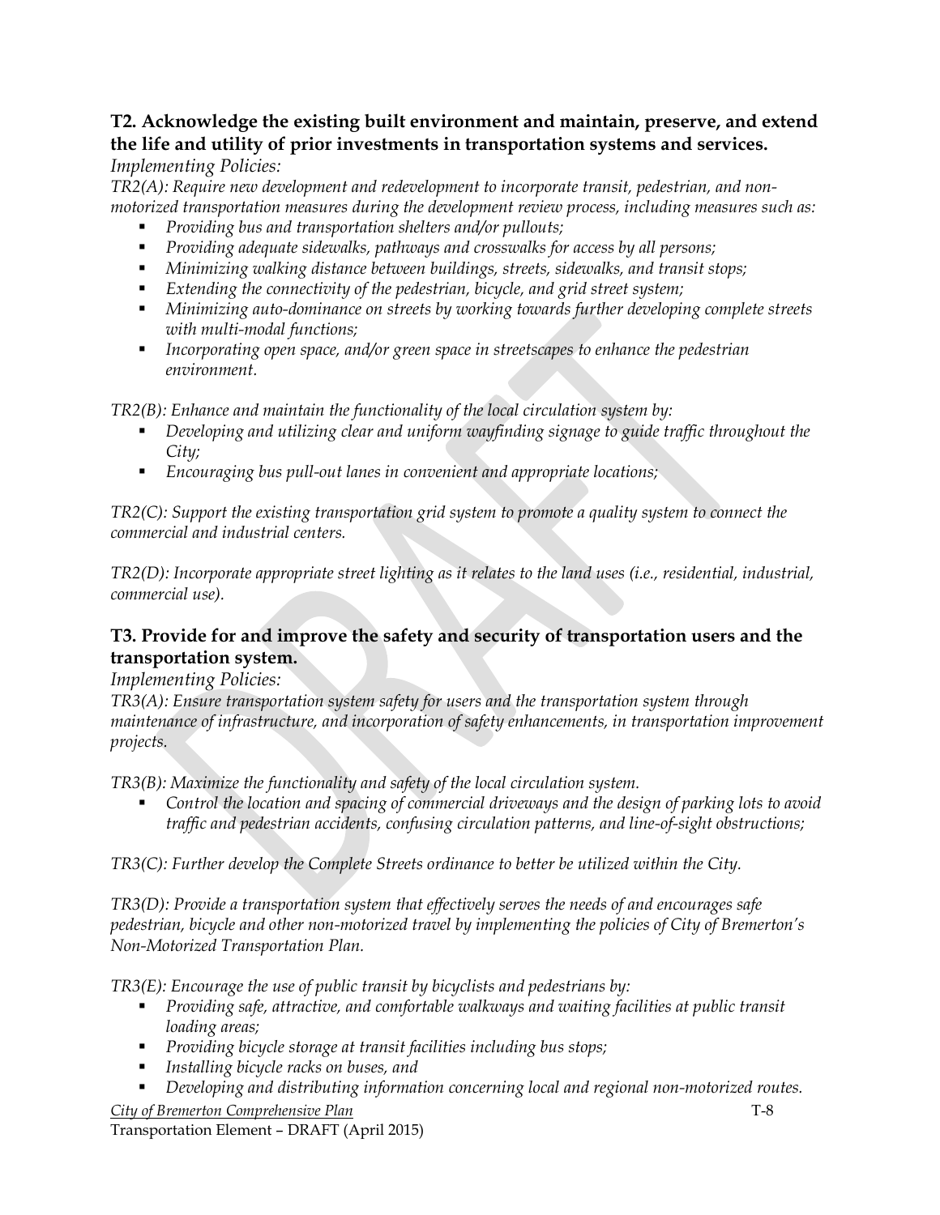### T2. Acknowledge the existing built environment and maintain, preserve, and extend the life and utility of prior investments in transportation systems and services.

*Implementing Policies:*

*TR2(A): Require new development and redevelopment to incorporate transit, pedestrian, and non-motorized transportation measures during the development review process, including measures such as:*

- *Providing bus and transportation shelters and/or pullouts;*
- *Providing adequate sidewalks, pathways and crosswalks for access by all persons;*
- *Minimizing walking distance between buildings, streets, sidewalks, and transit stops;*
- *Extending the connectivity of the pedestrian, bicycle, and grid street system;*
- *Minimizing auto-dominance on streets by working towards further developing complete streets with multi-modal functions;*
- *Incorporating open space, and/or green space in streetscapes to enhance the pedestrian environment.*

*TR2(B): Enhance and maintain the functionality of the local circulation system by:*

- *Developing and utilizing clear and uniform wayfinding signage to guide traffic throughout the City;*
- *Encouraging bus pull-out lanes in convenient and appropriate locations;*

*TR2(C): Support the existing transportation grid system to promote a quality system to connect the commercial and industrial centers.*

*TR2(D): Incorporate appropriate street lighting as it relates to the land uses (i.e., residential, industrial, commercial use).*

### T3. Provide for and improve the safety and security of transportation users and the transportation system.

*Implementing Policies:*

*TR3(A): Ensure transportation system safety for users and the transportation system through maintenance of infrastructure, and incorporation of safety enhancements, in transportation improvement projects.*

*TR3(B): Maximize the functionality and safety of the local circulation system.*

- *Control the location and spacing of commercial driveways and the design of parking lots to avoid traffic and pedestrian accidents, confusing circulation patterns, and line-of-sight obstructions;*

*TR3(C): Further develop the Complete Streets ordinance to better be utilized within the City.*

*TR3(D): Provide a transportation system that effectively serves the needs of and encourages safe pedestrian, bicycle and other non-motorized travel by implementing the policies of City of Bremerton's Non-Motorized Transportation Plan.*

*TR3(E): Encourage the use of public transit by bicyclists and pedestrians by:*

- *Providing safe, attractive, and comfortable walkways and waiting facilities at public transit loading areas;*
- *Providing bicycle storage at transit facilities including bus stops;*
- *Installing bicycle racks on buses, and*
- *Developing and distributing information concerning local and regional non-motorized routes.*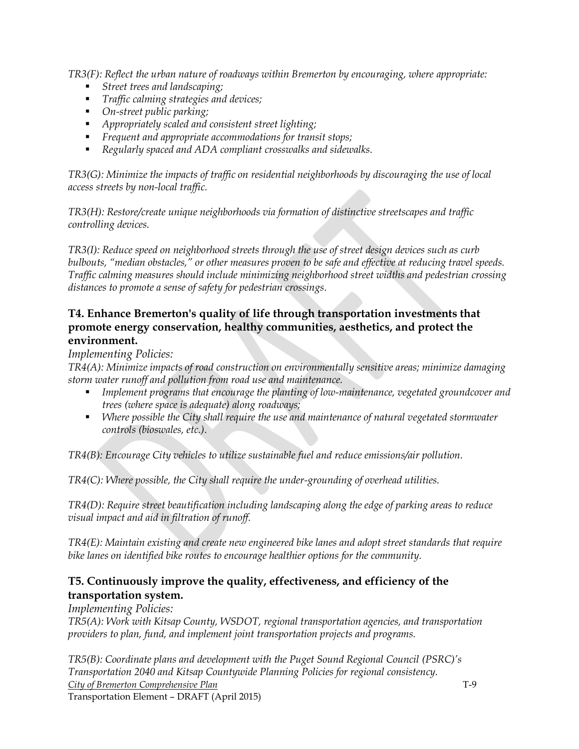*TR3(F): Reflect the urban nature of roadways within Bremerton by encouraging, where appropriate:*

- *Street trees and landscaping;*
- *Traffic calming strategies and devices;*
- *On-street public parking;*
- *Appropriately scaled and consistent street lighting;*
- *Frequent and appropriate accommodations for transit stops;*
- *Regularly spaced and ADA compliant crosswalks and sidewalks.*

*TR3(G): Minimize the impacts of traffic on residential neighborhoods by discouraging the use of local access streets by non-local traffic.*

*TR3(H): Restore/create unique neighborhoods via formation of distinctive streetscapes and traffic controlling devices.*

*TR3(I): Reduce speed on neighborhood streets through the use of street design devices such as curb bulbouts, "median obstacles," or other measures proven to be safe and effective at reducing travel speeds. Traffic calming measures should include minimizing neighborhood street widths and pedestrian crossing distances to promote a sense of safety for pedestrian crossings.*

### T4. Enhance Bremerton's quality of life through transportation investments that promote energy conservation, healthy communities, aesthetics, and protect the environment.

*Implementing Policies:*

*TR4(A): Minimize impacts of road construction on environmentally sensitive areas; minimize damaging storm water runoff and pollution from road use and maintenance.*

- *Implement programs that encourage the planting of low-maintenance, vegetated groundcover and trees (where space is adequate) along roadways;*
- *Where possible the City shall require the use and maintenance of natural vegetated stormwater controls (bioswales, etc.).*

*TR4(B): Encourage City vehicles to utilize sustainable fuel and reduce emissions/air pollution.*

*TR4(C): Where possible, the City shall require the under-grounding of overhead utilities.*

*TR4(D): Require street beautification including landscaping along the edge of parking areas to reduce visual impact and aid in filtration of runoff.*

*TR4(E): Maintain existing and create new engineered bike lanes and adopt street standards that require bike lanes on identified bike routes to encourage healthier options for the community.*

### T5. Continuously improve the quality, effectiveness, and efficiency of the transportation system.

*Implementing Policies:*

*TR5(A): Work with Kitsap County, WSDOT, regional transportation agencies, and transportation providers to plan, fund, and implement joint transportation projects and programs.*

*TR5(B): Coordinate plans and development with the Puget Sound Regional Council (PSRC)'s Transportation 2040 and Kitsap Countywide Planning Policies for regional consistency.*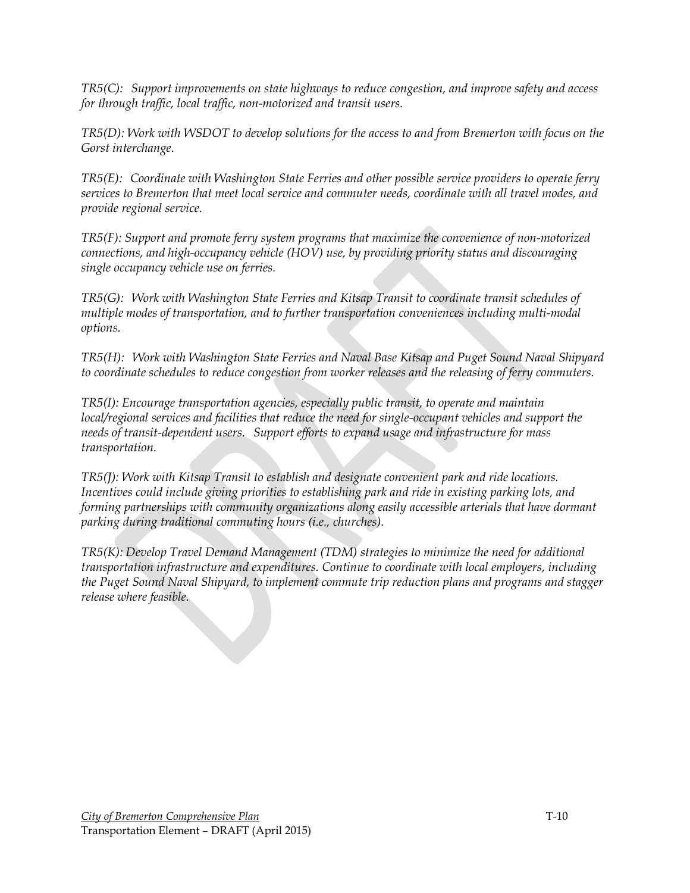*TR5(C): Support improvements on state highways to reduce congestion, and improve safety and access for through traffic, local traffic, non-motorized and transit users.*

*TR5(D): Work with WSDOT to develop solutions for the access to and from Bremerton with focus on the Gorst interchange.*

*TR5(E): Coordinate with Washington State Ferries and other possible service providers to operate ferry services to Bremerton that meet local service and commuter needs, coordinate with all travel modes, and provide regional service.*

*TR5(F): Support and promote ferry system programs that maximize the convenience of non-motorized connections, and high-occupancy vehicle (HOV) use, by providing priority status and discouraging single occupancy vehicle use on ferries.*

*TR5(G): Work with Washington State Ferries and Kitsap Transit to coordinate transit schedules of multiple modes of transportation, and to further transportation conveniences including multi-modal options.*

*TR5(H): Work with Washington State Ferries and Naval Base Kitsap and Puget Sound Naval Shipyard to coordinate schedules to reduce congestion from worker releases and the releasing of ferry commuters.*

*TR5(I): Encourage transportation agencies, especially public transit, to operate and maintain local/regional services and facilities that reduce the need for single-occupant vehicles and support the needs of transit-dependent users. Support efforts to expand usage and infrastructure for mass transportation.*

*TR5(J): Work with Kitsap Transit to establish and designate convenient park and ride locations. Incentives could include giving priorities to establishing park and ride in existing parking lots, and forming partnerships with community organizations along easily accessible arterials that have dormant parking during traditional commuting hours (i.e., churches).*

*TR5(K): Develop Travel Demand Management (TDM) strategies to minimize the need for additional transportation infrastructure and expenditures. Continue to coordinate with local employers, including the Puget Sound Naval Shipyard, to implement commute trip reduction plans and programs and stagger release where feasible.*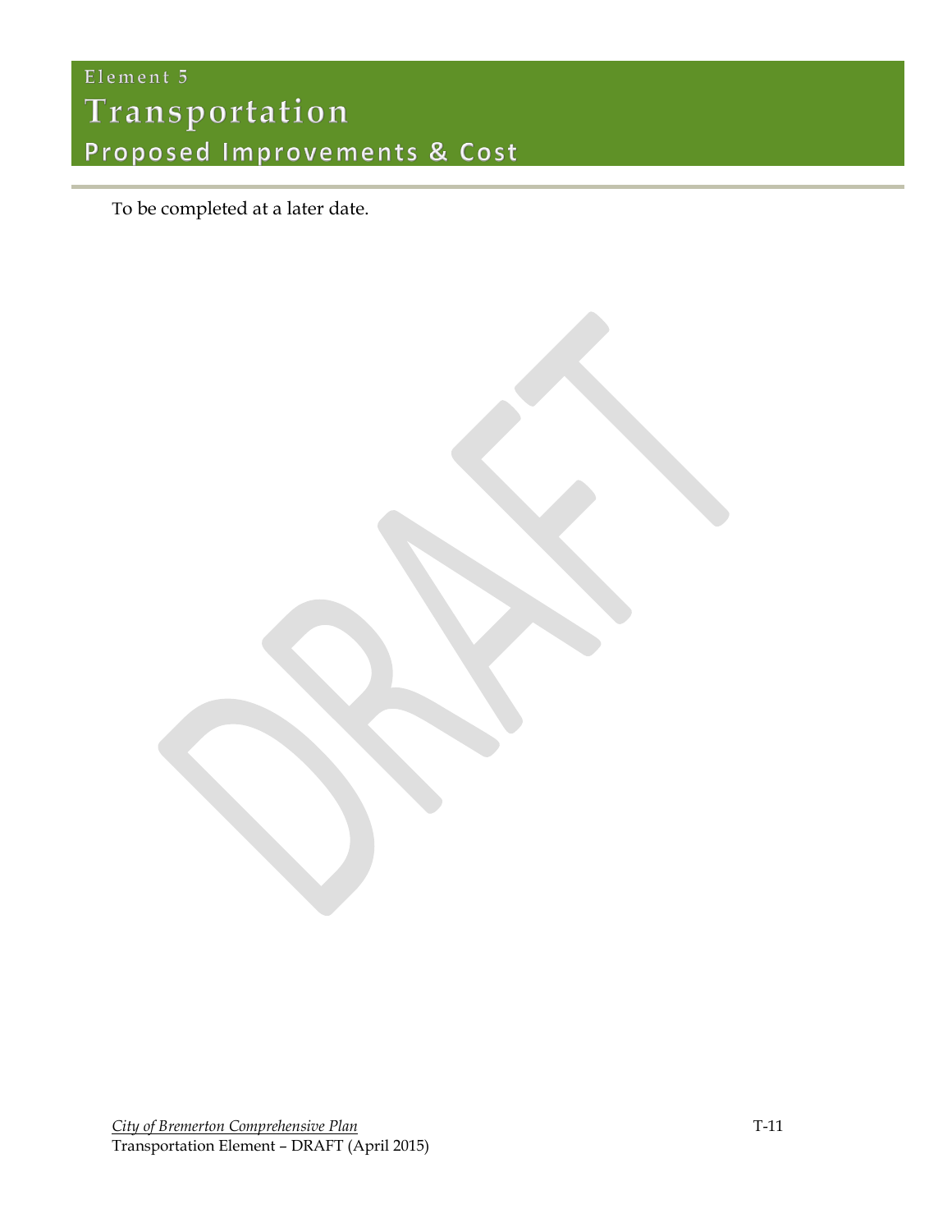Element 5

# Transportation

## Proposed Improvements & Cost

To be completed at a later date.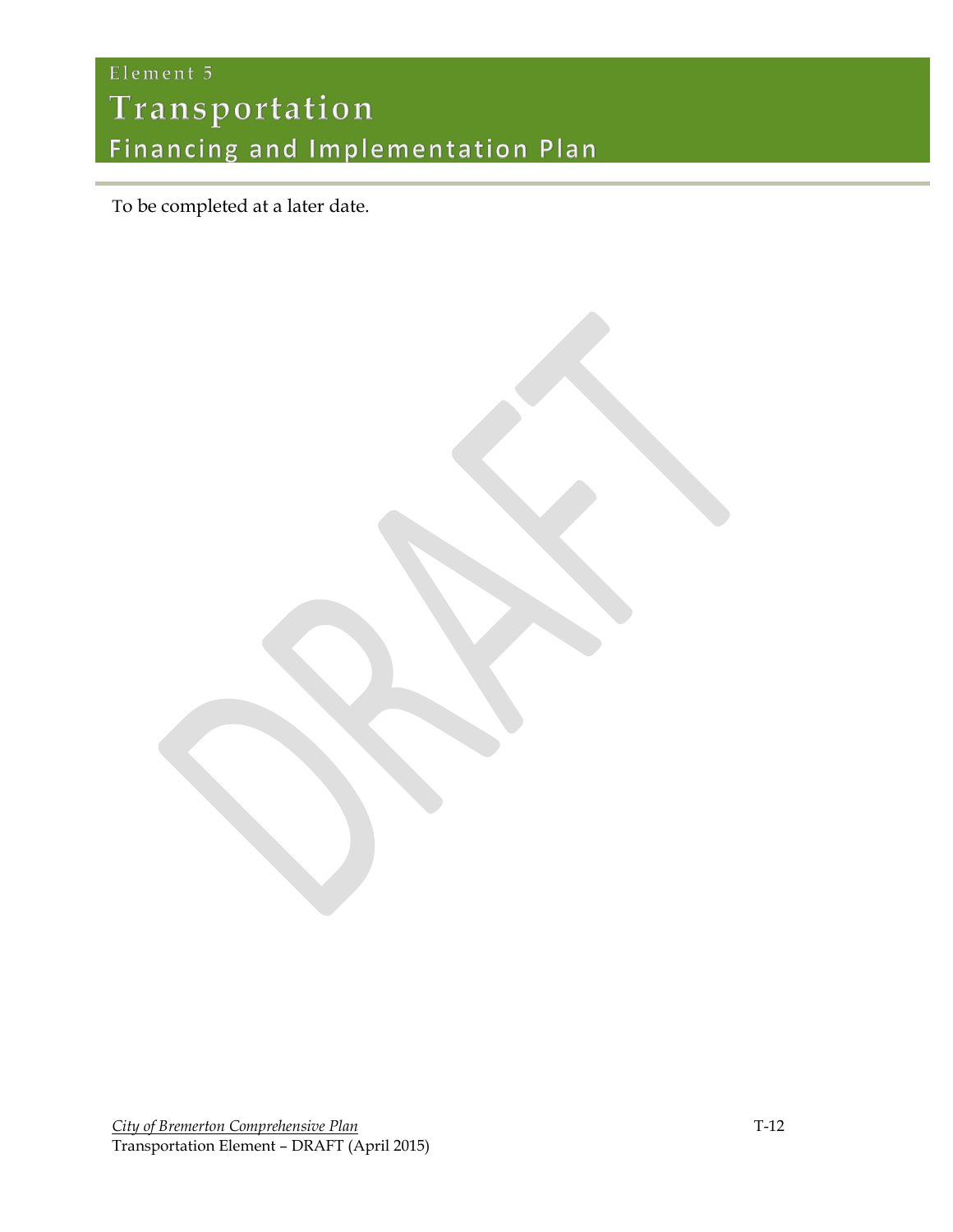Element 5

# Transportation

## Financing and Implementation Plan

To be completed at a later date.